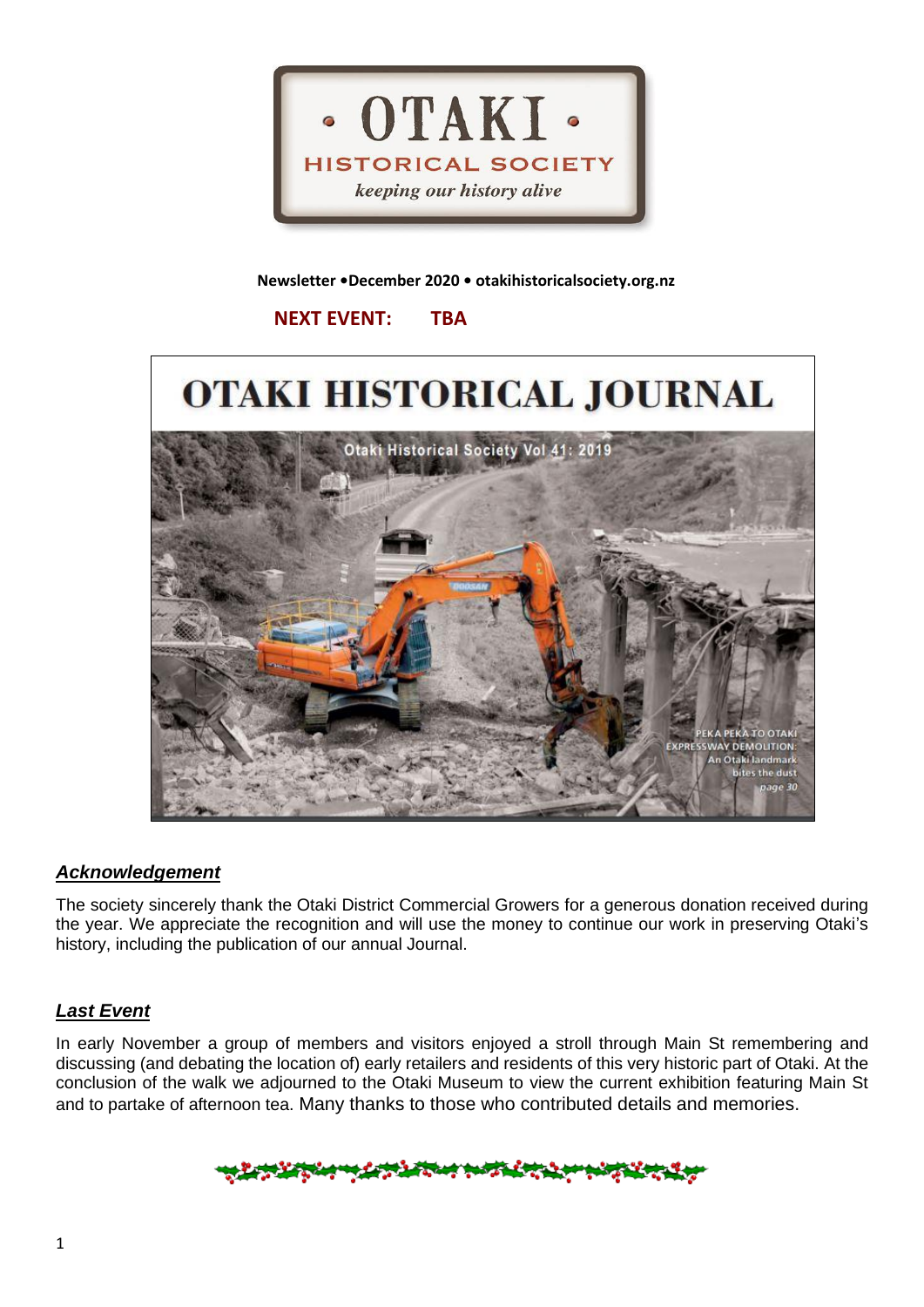# OTAKI HISTORICAL SOCIETY

*keeping our history alive*

**Newsletter •December 2020 • otakihistoricalsociety.org.nz**

**NEXT EVENT: TBA**

**OTAKI HISTORICAL JOURNAL**

Otaki Historical Society Vol 41: 2019

PEKA PEKA TO OTAKI EXPRESSWAY DEMOLITION: An Otaki landmark bites the dust page 30

## ***Acknowledgement***

The society sincerely thank the Otaki District Commercial Growers for a generous donation received during the year. We appreciate the recognition and will use the money to continue our work in preserving Otaki's history, including the publication of our annual Journal.

## ***Last Event***

In early November a group of members and visitors enjoyed a stroll through Main St remembering and discussing (and debating the location of) early retailers and residents of this very historic part of Otaki. At the conclusion of the walk we adjourned to the Otaki Museum to view the current exhibition featuring Main St and to partake of afternoon tea. Many thanks to those who contributed details and memories.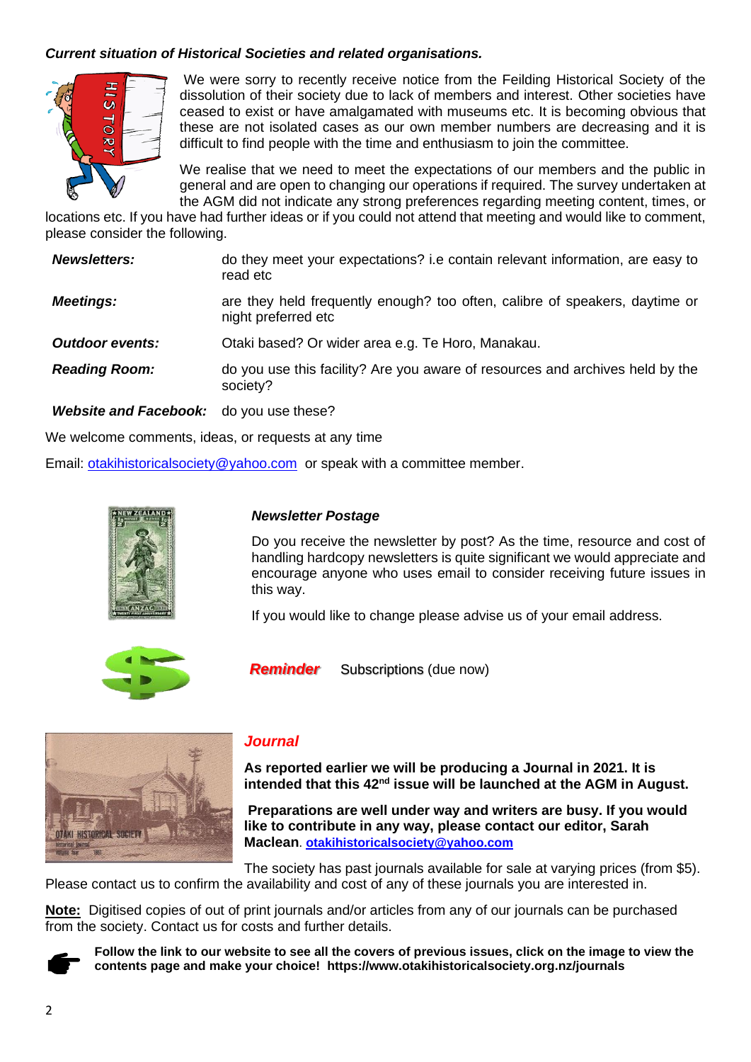***Current situation of Historical Societies and related organisations.***

We were sorry to recently receive notice from the Feilding Historical Society of the dissolution of their society due to lack of members and interest. Other societies have ceased to exist or have amalgamated with museums etc. It is becoming obvious that these are not isolated cases as our own member numbers are decreasing and it is difficult to find people with the time and enthusiasm to join the committee.

We realise that we need to meet the expectations of our members and the public in general and are open to changing our operations if required. The survey undertaken at the AGM did not indicate any strong preferences regarding meeting content, times, or locations etc. If you have had further ideas or if you could not attend that meeting and would like to comment, please consider the following.

| | |
|---|---|
| ***Newsletters:*** | do they meet your expectations? i.e contain relevant information, are easy to read etc |
| ***Meetings:*** | are they held frequently enough? too often, calibre of speakers, daytime or night preferred etc |
| ***Outdoor events:*** | Otaki based? Or wider area e.g. Te Horo, Manakau. |
| ***Reading Room:*** | do you use this facility? Are you aware of resources and archives held by the society? |
| ***Website and Facebook:*** | do you use these? |

We welcome comments, ideas, or requests at any time

Email: otakihistoricalsociety@yahoo.com or speak with a committee member.

***Newsletter Postage***

Do you receive the newsletter by post? As the time, resource and cost of handling hardcopy newsletters is quite significant we would appreciate and encourage anyone who uses email to consider receiving future issues in this way.

If you would like to change please advise us of your email address.

***Reminder*** Subscriptions (due now)

***Journal***

**As reported earlier we will be producing a Journal in 2021. It is intended that this 42nd issue will be launched at the AGM in August.**

**Preparations are well under way and writers are busy. If you would like to contribute in any way, please contact our editor, Sarah Maclean**. **otakihistoricalsociety@yahoo.com**

The society has past journals available for sale at varying prices (from $5). Please contact us to confirm the availability and cost of any of these journals you are interested in.

**Note:** Digitised copies of out of print journals and/or articles from any of our journals can be purchased from the society. Contact us for costs and further details.

**Follow the link to our website to see all the covers of previous issues, click on the image to view the contents page and make your choice! https://www.otakihistoricalsociety.org.nz/journals**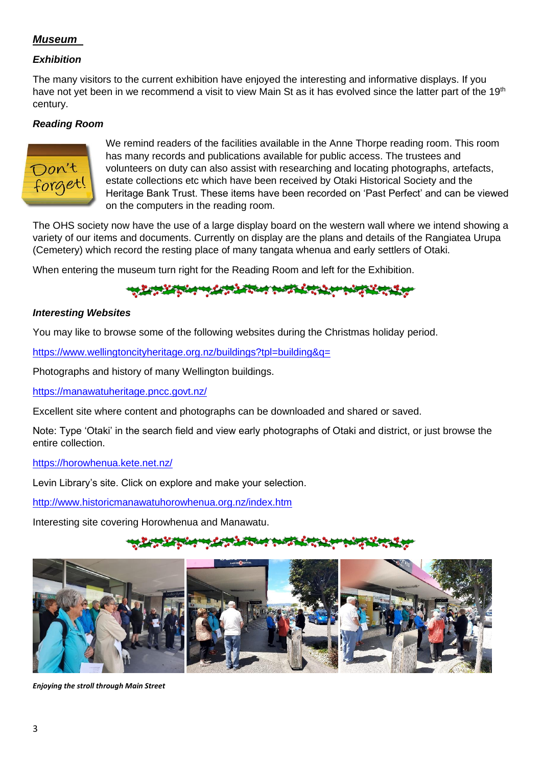## ***Museum***

### ***Exhibition***

The many visitors to the current exhibition have enjoyed the interesting and informative displays. If you have not yet been in we recommend a visit to view Main St as it has evolved since the latter part of the 19th century.

### ***Reading Room***

We remind readers of the facilities available in the Anne Thorpe reading room. This room has many records and publications available for public access. The trustees and volunteers on duty can also assist with researching and locating photographs, artefacts, estate collections etc which have been received by Otaki Historical Society and the Heritage Bank Trust. These items have been recorded on 'Past Perfect' and can be viewed on the computers in the reading room.

The OHS society now have the use of a large display board on the western wall where we intend showing a variety of our items and documents. Currently on display are the plans and details of the Rangiatea Urupa (Cemetery) which record the resting place of many tangata whenua and early settlers of Otaki.

When entering the museum turn right for the Reading Room and left for the Exhibition.

### ***Interesting Websites***

You may like to browse some of the following websites during the Christmas holiday period.

https://www.wellingtoncityheritage.org.nz/buildings?tpl=building&q=

Photographs and history of many Wellington buildings.

https://manawatuheritage.pncc.govt.nz/

Excellent site where content and photographs can be downloaded and shared or saved.

Note: Type 'Otaki' in the search field and view early photographs of Otaki and district, or just browse the entire collection.

https://horowhenua.kete.net.nz/

Levin Library's site. Click on explore and make your selection.

http://www.historicmanawatuhorowhenua.org.nz/index.htm

Interesting site covering Horowhenua and Manawatu.

***Enjoying the stroll through Main Street***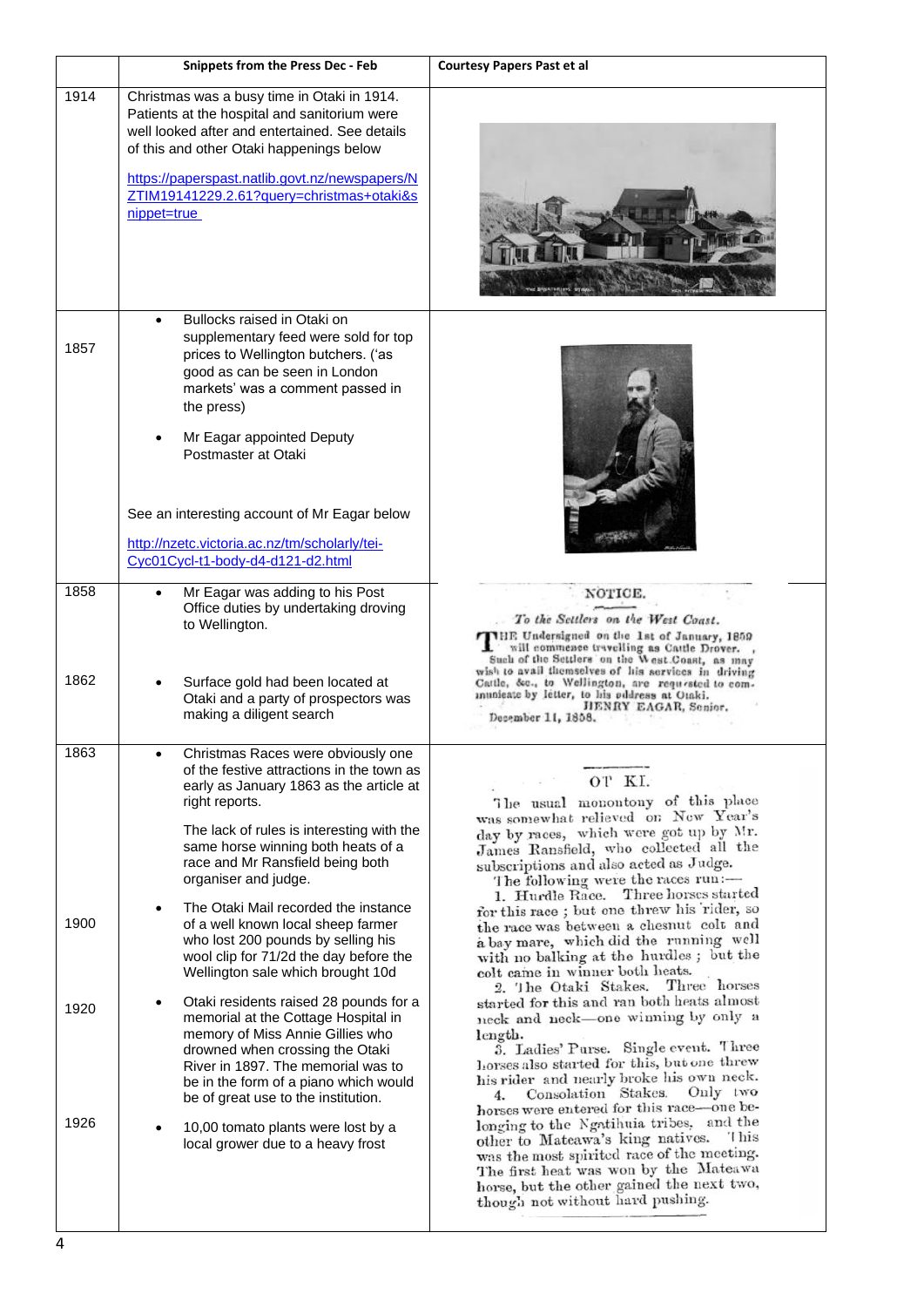| | Snippets from the Press Dec - Feb | Courtesy Papers Past et al |
|---|---|---|
| 1914 | Christmas was a busy time in Otaki in 1914. Patients at the hospital and sanitorium were well looked after and entertained. See details of this and other Otaki happenings below<br><br>https://paperspast.natlib.govt.nz/newspapers/NZTIM19141229.2.61?query=christmas+otaki&snippet=true | |
| 1857 | • Bullocks raised in Otaki on supplementary feed were sold for top prices to Wellington butchers. ('as good as can be seen in London markets' was a comment passed in the press)<br><br>• Mr Eagar appointed Deputy Postmaster at Otaki<br><br>See an interesting account of Mr Eagar below<br><br>http://nzetc.victoria.ac.nz/tm/scholarly/tei-Cyc01Cycl-t1-body-d4-d121-d2.html | |
| 1858<br><br>1862 | • Mr Eagar was adding to his Post Office duties by undertaking droving to Wellington.<br><br>• Surface gold had been located at Otaki and a party of prospectors was making a diligent search | NOTICE.<br>*To the Settlers on the West Coast.*<br>THE Undersigned on the 1st of January, 1859 will commence travelling as Cattle Drover. Such of the Settlers on the West Coast, as may wish to avail themselves of his services in driving Cattle, &c., to Wellington, are requested to communicate by letter, to his address at Otaki.<br>HENRY EAGAR, Senior.<br>December 11, 1858. |
| 1863<br><br><br><br><br><br><br>1900<br><br><br><br>1920<br><br><br><br><br><br>1926 | • Christmas Races were obviously one of the festive attractions in the town as early as January 1863 as the article at right reports.<br><br>The lack of rules is interesting with the same horse winning both heats of a race and Mr Ransfield being both organiser and judge.<br><br>• The Otaki Mail recorded the instance of a well known local sheep farmer who lost 200 pounds by selling his wool clip for 71/2d the day before the Wellington sale which brought 10d<br><br>• Otaki residents raised 28 pounds for a memorial at the Cottage Hospital in memory of Miss Annie Gillies who drowned when crossing the Otaki River in 1897. The memorial was to be in the form of a piano which would be of great use to the institution.<br><br>• 10,00 tomato plants were lost by a local grower due to a heavy frost | OTAKI.<br>The usual monotony of this place was somewhat relieved on New Year's day by races, which were got up by Mr. James Ransfield, who collected all the subscriptions and also acted as Judge.<br>The following were the races run:—<br>1. Hurdle Race. Three horses started for this race; but one threw his rider, so the race was between a chesnut colt and a bay mare, which did the running well with no balking at the hurdles; but the colt came in winner both heats.<br>2. The Otaki Stakes. Three horses started for this and ran both heats almost neck and neck—one winning by only a length.<br>3. Ladies' Purse. Single event. Three horses also started for this, but one threw his rider and nearly broke his own neck.<br>4. Consolation Stakes. Only two horses were entered for this race—one belonging to the Ngatihuia tribes, and the other to Mateawa's king natives. This was the most spirited race of the meeting. The first heat was won by the Mateawa horse, but the other gained the next two, though not without hard pushing. |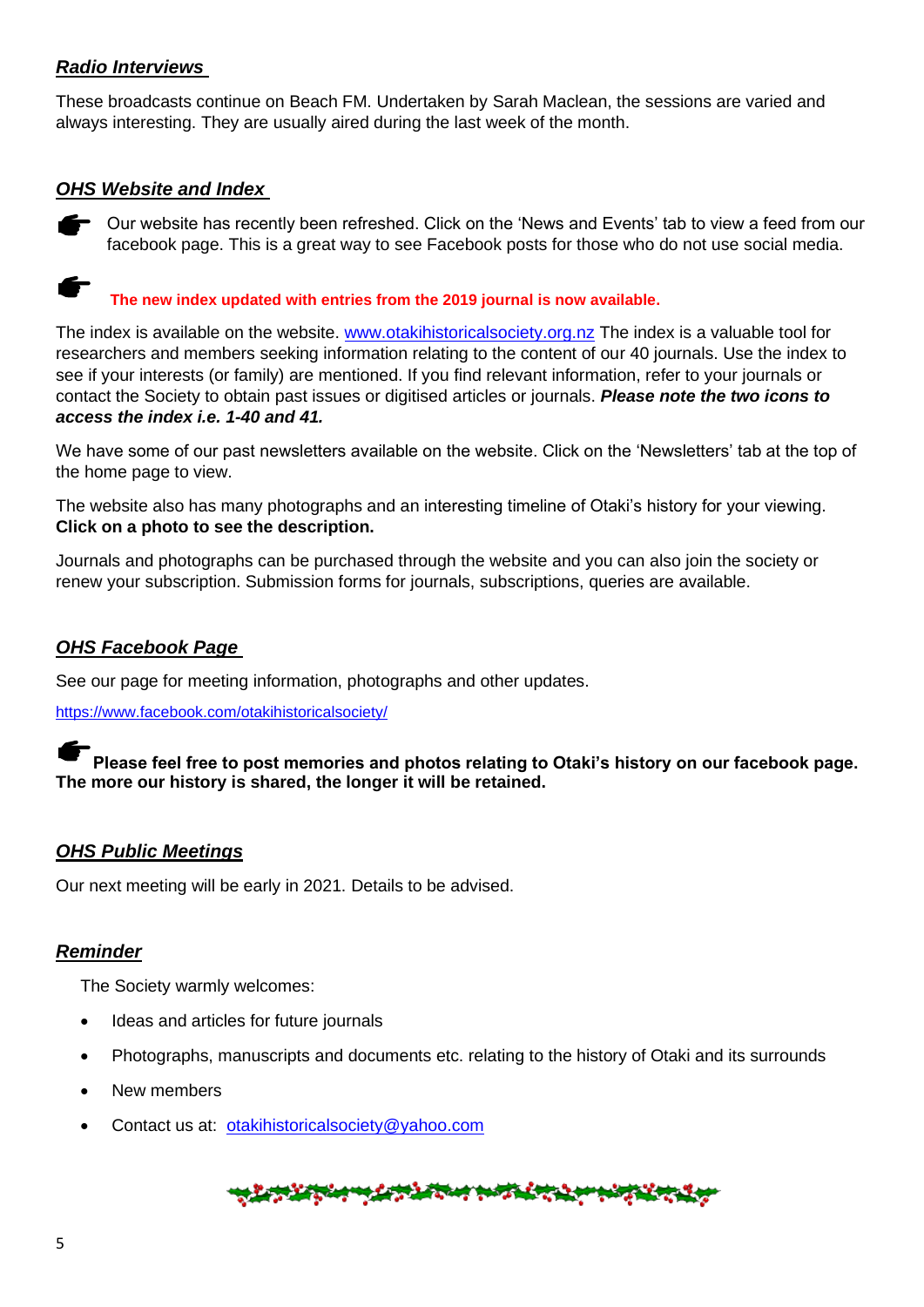## ***Radio Interviews***

These broadcasts continue on Beach FM. Undertaken by Sarah Maclean, the sessions are varied and always interesting. They are usually aired during the last week of the month.

## ***OHS Website and Index***

☛ Our website has recently been refreshed. Click on the 'News and Events' tab to view a feed from our facebook page. This is a great way to see Facebook posts for those who do not use social media.

☛ **The new index updated with entries from the 2019 journal is now available.**

The index is available on the website. www.otakihistoricalsociety.org.nz The index is a valuable tool for researchers and members seeking information relating to the content of our 40 journals. Use the index to see if your interests (or family) are mentioned. If you find relevant information, refer to your journals or contact the Society to obtain past issues or digitised articles or journals. ***Please note the two icons to access the index i.e. 1-40 and 41.***

We have some of our past newsletters available on the website. Click on the 'Newsletters' tab at the top of the home page to view.

The website also has many photographs and an interesting timeline of Otaki's history for your viewing. **Click on a photo to see the description.**

Journals and photographs can be purchased through the website and you can also join the society or renew your subscription. Submission forms for journals, subscriptions, queries are available.

## ***OHS Facebook Page***

See our page for meeting information, photographs and other updates.

https://www.facebook.com/otakihistoricalsociety/

☛ **Please feel free to post memories and photos relating to Otaki's history on our facebook page. The more our history is shared, the longer it will be retained.**

## ***OHS Public Meetings***

Our next meeting will be early in 2021. Details to be advised.

## ***Reminder***

The Society warmly welcomes:

- Ideas and articles for future journals
- Photographs, manuscripts and documents etc. relating to the history of Otaki and its surrounds
- New members
- Contact us at: otakihistoricalsociety@yahoo.com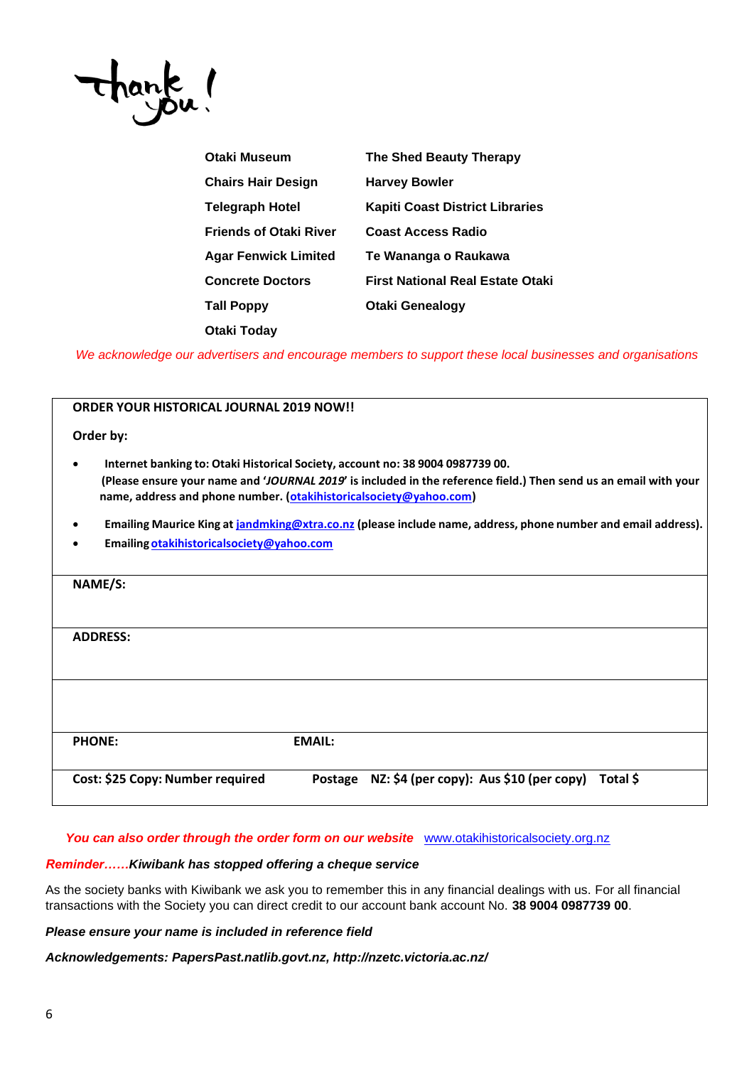# thank you!

| | |
|---|---|
| **Otaki Museum** | **The Shed Beauty Therapy** |
| **Chairs Hair Design** | **Harvey Bowler** |
| **Telegraph Hotel** | **Kapiti Coast District Libraries** |
| **Friends of Otaki River** | **Coast Access Radio** |
| **Agar Fenwick Limited** | **Te Wananga o Raukawa** |
| **Concrete Doctors** | **First National Real Estate Otaki** |
| **Tall Poppy** | **Otaki Genealogy** |
| **Otaki Today** | |

*We acknowledge our advertisers and encourage members to support these local businesses and organisations*

**ORDER YOUR HISTORICAL JOURNAL 2019 NOW!!**

**Order by:**

- **Internet banking to: Otaki Historical Society, account no: 38 9004 0987739 00. (Please ensure your name and '*JOURNAL 2019*' is included in the reference field.) Then send us an email with your name, address and phone number. (otakihistoricalsociety@yahoo.com)**
- **Emailing Maurice King at jandmking@xtra.co.nz (please include name, address, phone number and email address).**
- **Emailing otakihistoricalsociety@yahoo.com**

**NAME/S:**

**ADDRESS:**

**PHONE:** **EMAIL:**

**Cost: $25 Copy: Number required** **Postage NZ: $4 (per copy): Aus $10 (per copy) Total $**

***You can also order through the order form on our website*** www.otakihistoricalsociety.org.nz

***Reminder……Kiwibank has stopped offering a cheque service***

As the society banks with Kiwibank we ask you to remember this in any financial dealings with us. For all financial transactions with the Society you can direct credit to our account bank account No. **38 9004 0987739 00**.

***Please ensure your name is included in reference field***

***Acknowledgements: PapersPast.natlib.govt.nz, http://nzetc.victoria.ac.nz/***